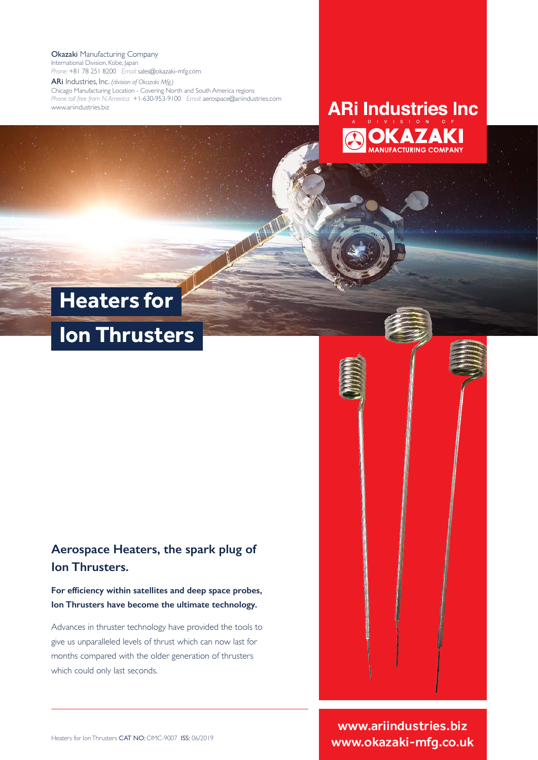**Okazaki** Manufacturing Company
International Division, Kobe, Japan
*Phone:* +81 78 251 8200 *Email:* sales@okazaki-mfg.com

**ARi** Industries, Inc. *(division of Okazaki Mfg.)*
Chicago Manufacturing Location - Covering North and South America regions
*Phone toll free from N.America:* +1-630-953-9100 *Email:* aerospace@ariindustries.com
www.ariindustries.biz

**ARi Industries Inc**
A DIVISION OF
**OKAZAKI**
MANUFACTURING COMPANY

# Heaters for Ion Thrusters

## Aerospace Heaters, the spark plug of Ion Thrusters.

**For efficiency within satellites and deep space probes, Ion Thrusters have become the ultimate technology.**

Advances in thruster technology have provided the tools to give us unparalleled levels of thrust which can now last for months compared with the older generation of thrusters which could only last seconds.

Heaters for Ion Thrusters **CAT NO:** OMC-9007 **ISS:** 06/2019

**www.ariindustries.biz**
**www.okazaki-mfg.co.uk**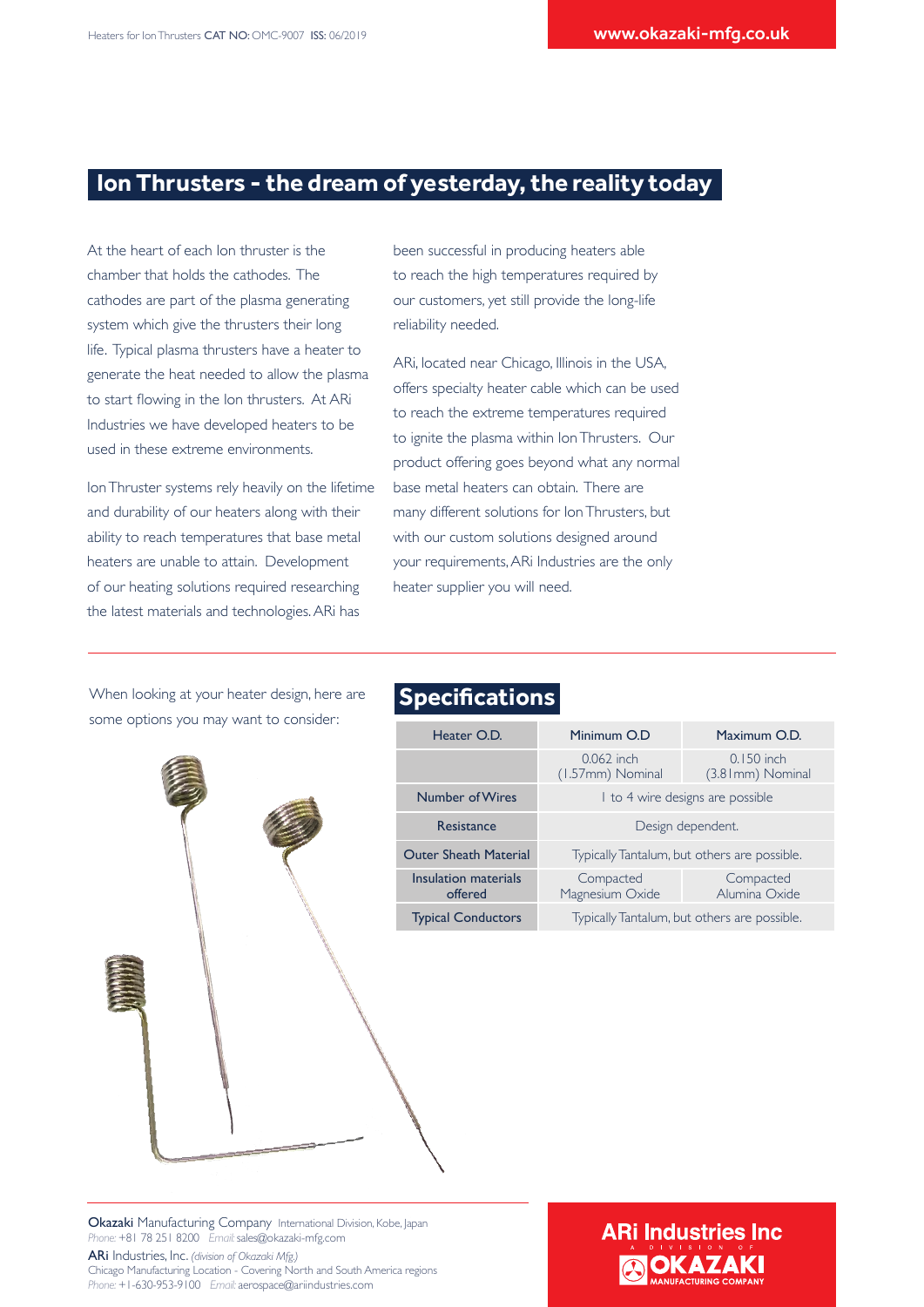## Ion Thrusters - the dream of yesterday, the reality today

At the heart of each Ion thruster is the chamber that holds the cathodes. The cathodes are part of the plasma generating system which give the thrusters their long life. Typical plasma thrusters have a heater to generate the heat needed to allow the plasma to start flowing in the Ion thrusters. At ARi Industries we have developed heaters to be used in these extreme environments.

Ion Thruster systems rely heavily on the lifetime and durability of our heaters along with their ability to reach temperatures that base metal heaters are unable to attain. Development of our heating solutions required researching the latest materials and technologies. ARi has been successful in producing heaters able to reach the high temperatures required by our customers, yet still provide the long-life reliability needed.

ARi, located near Chicago, Illinois in the USA, offers specialty heater cable which can be used to reach the extreme temperatures required to ignite the plasma within Ion Thrusters. Our product offering goes beyond what any normal base metal heaters can obtain. There are many different solutions for Ion Thrusters, but with our custom solutions designed around your requirements, ARi Industries are the only heater supplier you will need.

When looking at your heater design, here are some options you may want to consider:

## Specifications

| Heater O.D. | Minimum O.D | Maximum O.D. |
|---|---|---|
| | 0.062 inch (1.57mm) Nominal | 0.150 inch (3.81mm) Nominal |
| Number of Wires | 1 to 4 wire designs are possible | |
| Resistance | Design dependent. | |
| Outer Sheath Material | Typically Tantalum, but others are possible. | |
| Insulation materials offered | Compacted Magnesium Oxide | Compacted Alumina Oxide |
| Typical Conductors | Typically Tantalum, but others are possible. | |

**Okazaki** Manufacturing Company International Division, Kobe, Japan
*Phone:* +81 78 251 8200 *Email:* sales@okazaki-mfg.com

**ARi** Industries, Inc. *(division of Okazaki Mfg.)*
Chicago Manufacturing Location - Covering North and South America regions
*Phone:* +1-630-953-9100 *Email:* aerospace@ariindustries.com

ARi Industries Inc
A DIVISION OF OKAZAKI MANUFACTURING COMPANY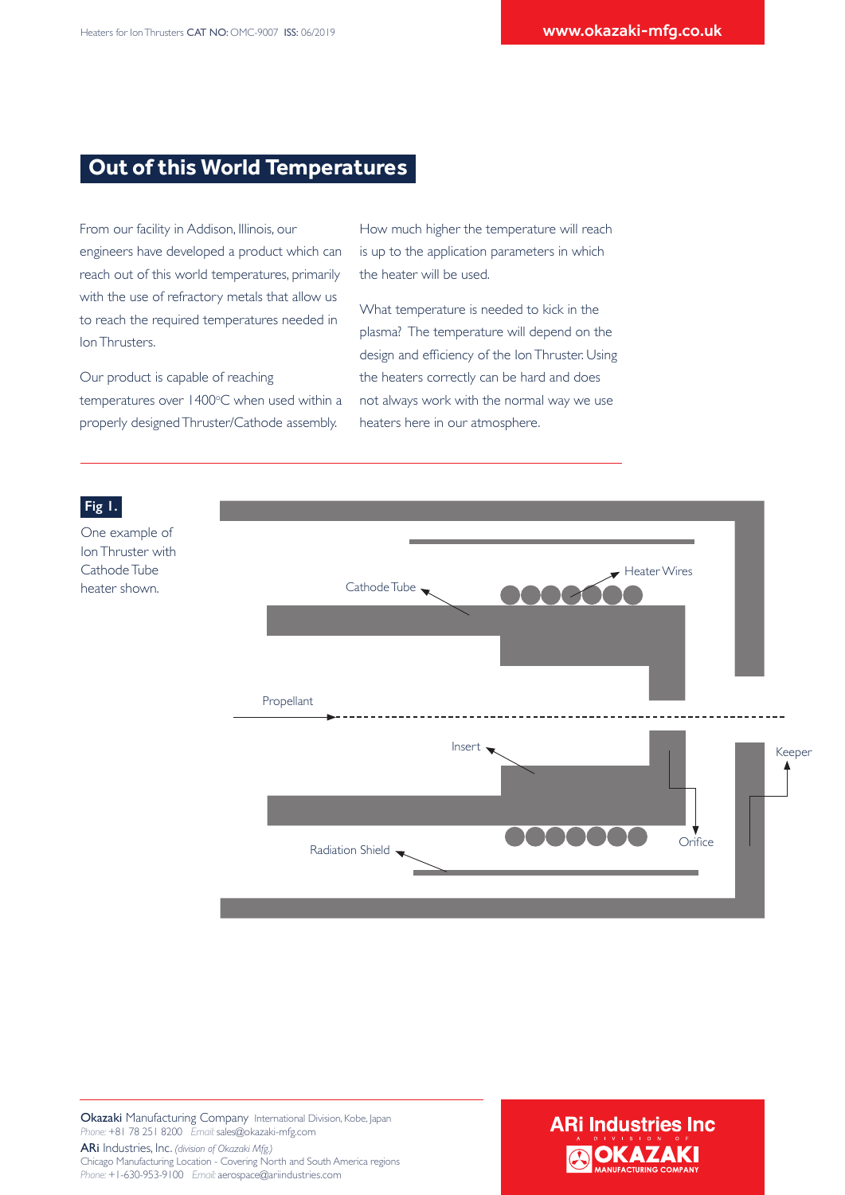## Out of this World Temperatures

From our facility in Addison, Illinois, our engineers have developed a product which can reach out of this world temperatures, primarily with the use of refractory metals that allow us to reach the required temperatures needed in Ion Thrusters.

Our product is capable of reaching temperatures over 1400°C when used within a properly designed Thruster/Cathode assembly.

How much higher the temperature will reach is up to the application parameters in which the heater will be used.

What temperature is needed to kick in the plasma? The temperature will depend on the design and efficiency of the Ion Thruster. Using the heaters correctly can be hard and does not always work with the normal way we use heaters here in our atmosphere.

**Fig 1.**

One example of Ion Thruster with Cathode Tube heater shown.

Cathode Tube

Heater Wires

Propellant

Insert

Keeper

Orifice

Radiation Shield

**Okazaki** Manufacturing Company International Division, Kobe, Japan
Phone: +81 78 251 8200 Email: sales@okazaki-mfg.com

**ARi** Industries, Inc. *(division of Okazaki Mfg.)*
Chicago Manufacturing Location - Covering North and South America regions
Phone: +1-630-953-9100 Email: aerospace@ariindustries.com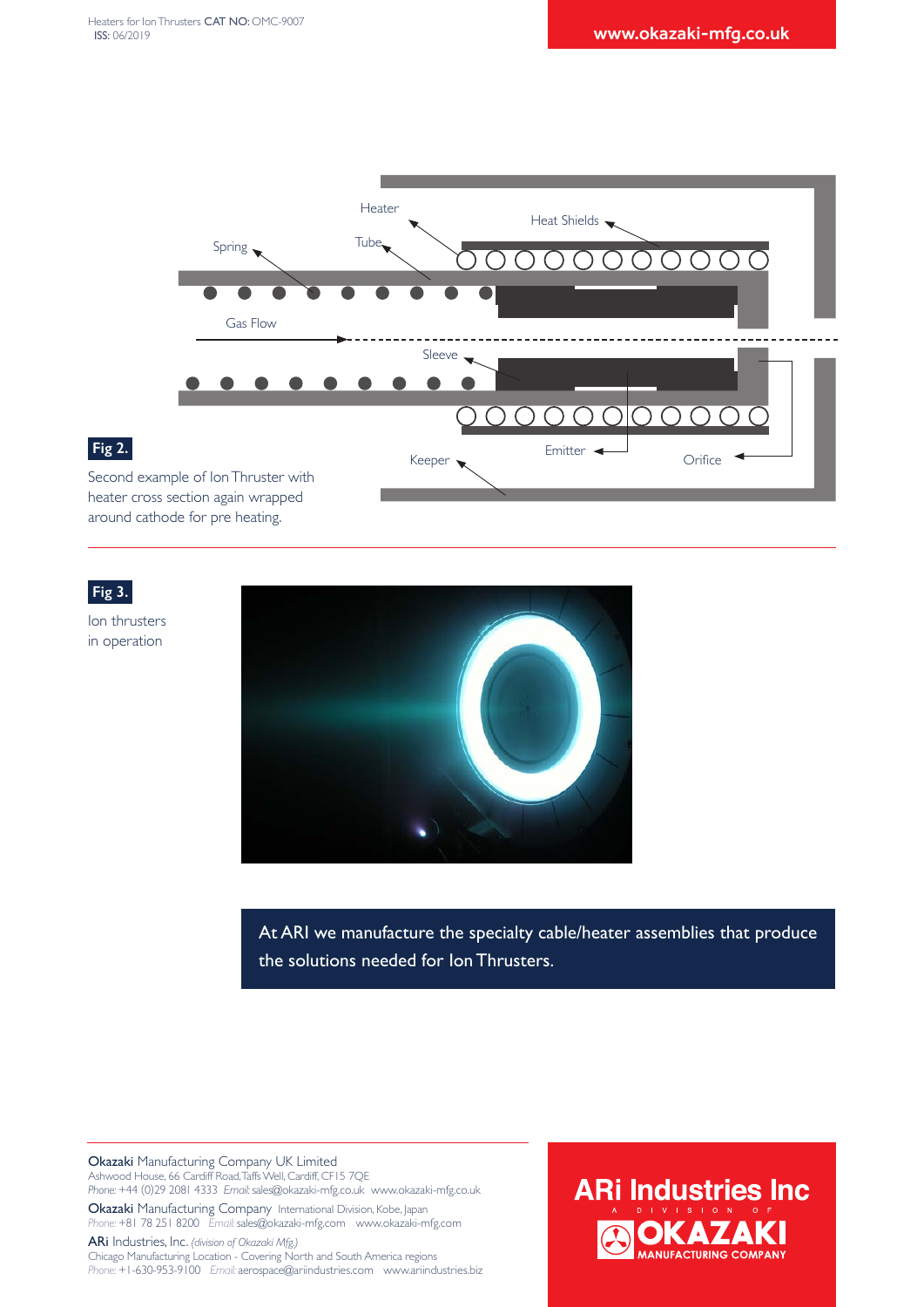Heater

Heat Shields

Spring

Tube

Gas Flow

Sleeve

Keeper

Emitter

Orifice

**Fig 2.**

Second example of Ion Thruster with heater cross section again wrapped around cathode for pre heating.

**Fig 3.**

Ion thrusters in operation

At ARI we manufacture the specialty cable/heater assemblies that produce the solutions needed for Ion Thrusters.

**Okazaki** Manufacturing Company UK Limited
Ashwood House, 66 Cardiff Road, Taffs Well, Cardiff, CF15 7QE
*Phone:* +44 (0)29 2081 4333 *Email:* sales@okazaki-mfg.co.uk www.okazaki-mfg.co.uk

**Okazaki** Manufacturing Company International Division, Kobe, Japan
*Phone:* +81 78 251 8200 *Email:* sales@okazaki-mfg.com www.okazaki-mfg.com

**ARi** Industries, Inc. *(division of Okazaki Mfg.)*
Chicago Manufacturing Location - Covering North and South America regions
*Phone:* +1-630-953-9100 *Email:* aerospace@ariindustries.com www.ariindustries.biz

**ARi Industries Inc**
A DIVISION OF
**OKAZAKI**
MANUFACTURING COMPANY